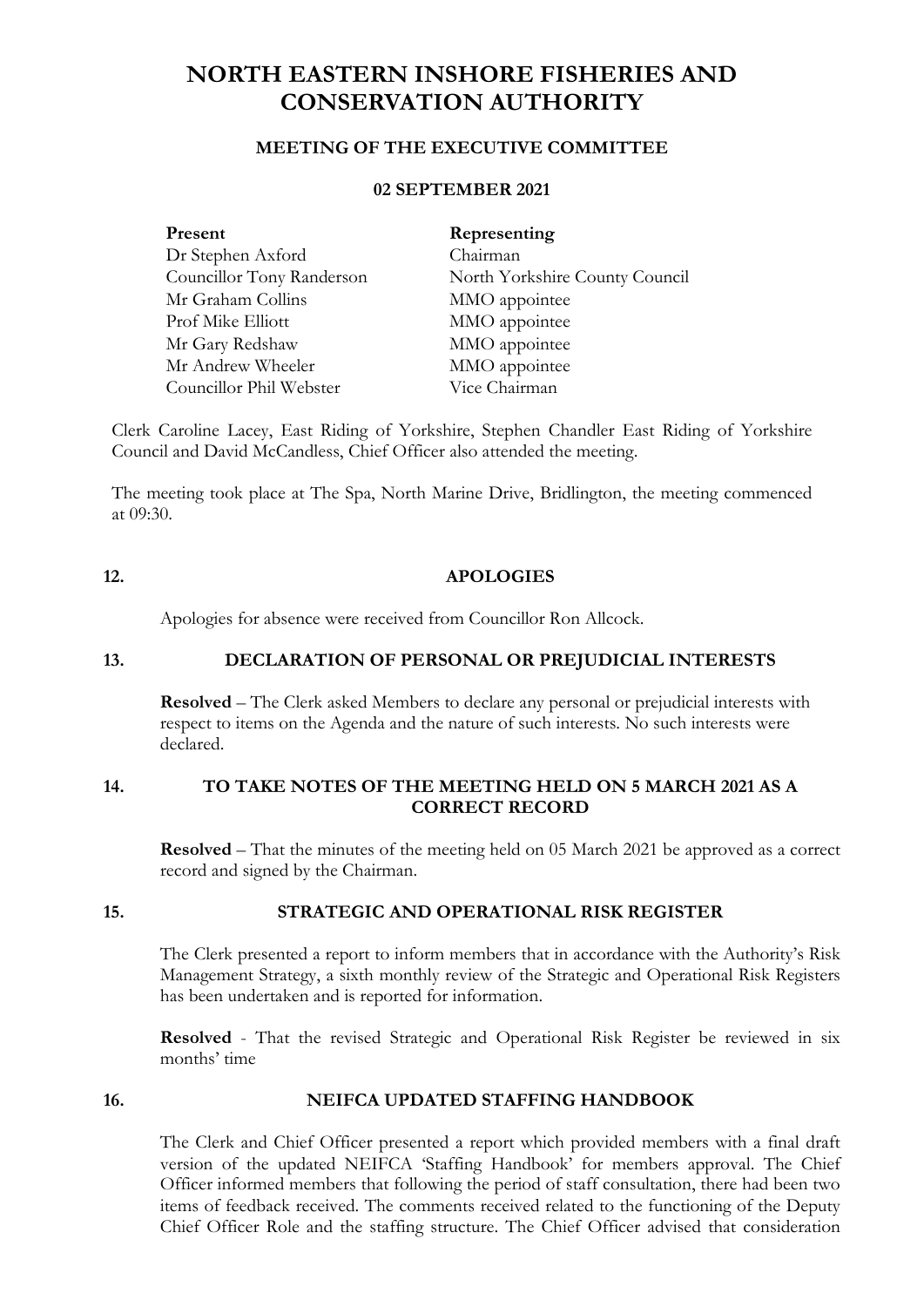# NORTH EASTERN INSHORE FISHERIES AND CONSERVATION AUTHORITY

## MEETING OF THE EXECUTIVE COMMITTEE

## 02 SEPTEMBER 2021

| **Present** | **Representing** |
|---|---|
| Dr Stephen Axford | Chairman |
| Councillor Tony Randerson | North Yorkshire County Council |
| Mr Graham Collins | MMO appointee |
| Prof Mike Elliott | MMO appointee |
| Mr Gary Redshaw | MMO appointee |
| Mr Andrew Wheeler | MMO appointee |
| Councillor Phil Webster | Vice Chairman |

Clerk Caroline Lacey, East Riding of Yorkshire, Stephen Chandler East Riding of Yorkshire Council and David McCandless, Chief Officer also attended the meeting.

The meeting took place at The Spa, North Marine Drive, Bridlington, the meeting commenced at 09:30.

### 12. APOLOGIES

Apologies for absence were received from Councillor Ron Allcock.

### 13. DECLARATION OF PERSONAL OR PREJUDICIAL INTERESTS

**Resolved** – The Clerk asked Members to declare any personal or prejudicial interests with respect to items on the Agenda and the nature of such interests. No such interests were declared.

### 14. TO TAKE NOTES OF THE MEETING HELD ON 5 MARCH 2021 AS A CORRECT RECORD

**Resolved** – That the minutes of the meeting held on 05 March 2021 be approved as a correct record and signed by the Chairman.

### 15. STRATEGIC AND OPERATIONAL RISK REGISTER

The Clerk presented a report to inform members that in accordance with the Authority's Risk Management Strategy, a sixth monthly review of the Strategic and Operational Risk Registers has been undertaken and is reported for information.

**Resolved** - That the revised Strategic and Operational Risk Register be reviewed in six months' time

### 16. NEIFCA UPDATED STAFFING HANDBOOK

The Clerk and Chief Officer presented a report which provided members with a final draft version of the updated NEIFCA 'Staffing Handbook' for members approval. The Chief Officer informed members that following the period of staff consultation, there had been two items of feedback received. The comments received related to the functioning of the Deputy Chief Officer Role and the staffing structure. The Chief Officer advised that consideration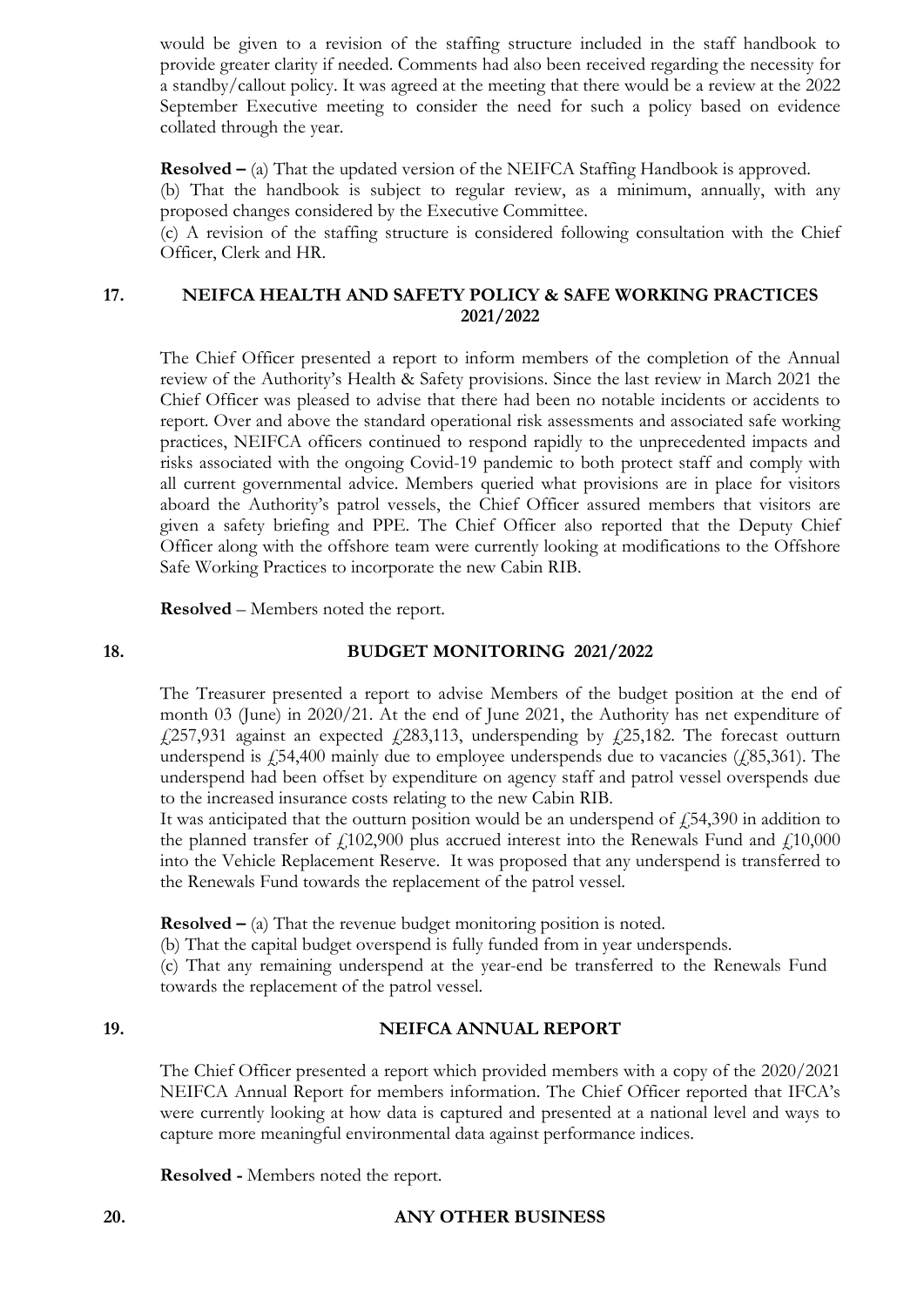would be given to a revision of the staffing structure included in the staff handbook to provide greater clarity if needed. Comments had also been received regarding the necessity for a standby/callout policy. It was agreed at the meeting that there would be a review at the 2022 September Executive meeting to consider the need for such a policy based on evidence collated through the year.

**Resolved –** (a) That the updated version of the NEIFCA Staffing Handbook is approved.
(b) That the handbook is subject to regular review, as a minimum, annually, with any proposed changes considered by the Executive Committee.
(c) A revision of the staffing structure is considered following consultation with the Chief Officer, Clerk and HR.

## 17. NEIFCA HEALTH AND SAFETY POLICY & SAFE WORKING PRACTICES 2021/2022

The Chief Officer presented a report to inform members of the completion of the Annual review of the Authority's Health & Safety provisions. Since the last review in March 2021 the Chief Officer was pleased to advise that there had been no notable incidents or accidents to report. Over and above the standard operational risk assessments and associated safe working practices, NEIFCA officers continued to respond rapidly to the unprecedented impacts and risks associated with the ongoing Covid-19 pandemic to both protect staff and comply with all current governmental advice. Members queried what provisions are in place for visitors aboard the Authority's patrol vessels, the Chief Officer assured members that visitors are given a safety briefing and PPE. The Chief Officer also reported that the Deputy Chief Officer along with the offshore team were currently looking at modifications to the Offshore Safe Working Practices to incorporate the new Cabin RIB.

**Resolved** – Members noted the report.

## 18. BUDGET MONITORING 2021/2022

The Treasurer presented a report to advise Members of the budget position at the end of month 03 (June) in 2020/21. At the end of June 2021, the Authority has net expenditure of £257,931 against an expected £283,113, underspending by £25,182. The forecast outturn underspend is £54,400 mainly due to employee underspends due to vacancies (£85,361). The underspend had been offset by expenditure on agency staff and patrol vessel overspends due to the increased insurance costs relating to the new Cabin RIB.

It was anticipated that the outturn position would be an underspend of £54,390 in addition to the planned transfer of £102,900 plus accrued interest into the Renewals Fund and £10,000 into the Vehicle Replacement Reserve. It was proposed that any underspend is transferred to the Renewals Fund towards the replacement of the patrol vessel.

**Resolved –** (a) That the revenue budget monitoring position is noted.
(b) That the capital budget overspend is fully funded from in year underspends.
(c) That any remaining underspend at the year-end be transferred to the Renewals Fund towards the replacement of the patrol vessel.

## 19. NEIFCA ANNUAL REPORT

The Chief Officer presented a report which provided members with a copy of the 2020/2021 NEIFCA Annual Report for members information. The Chief Officer reported that IFCA's were currently looking at how data is captured and presented at a national level and ways to capture more meaningful environmental data against performance indices.

**Resolved -** Members noted the report.

## 20. ANY OTHER BUSINESS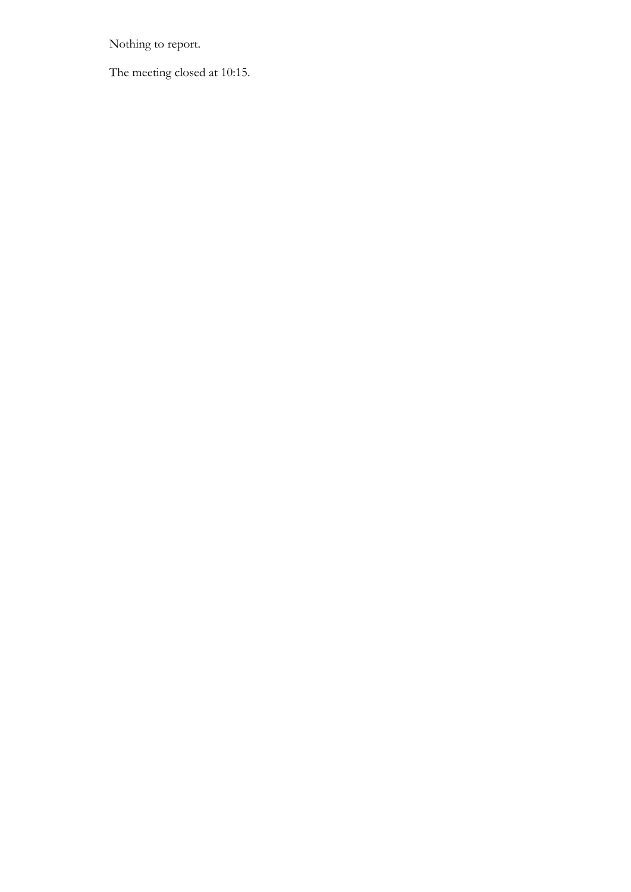Nothing to report.

The meeting closed at 10:15.